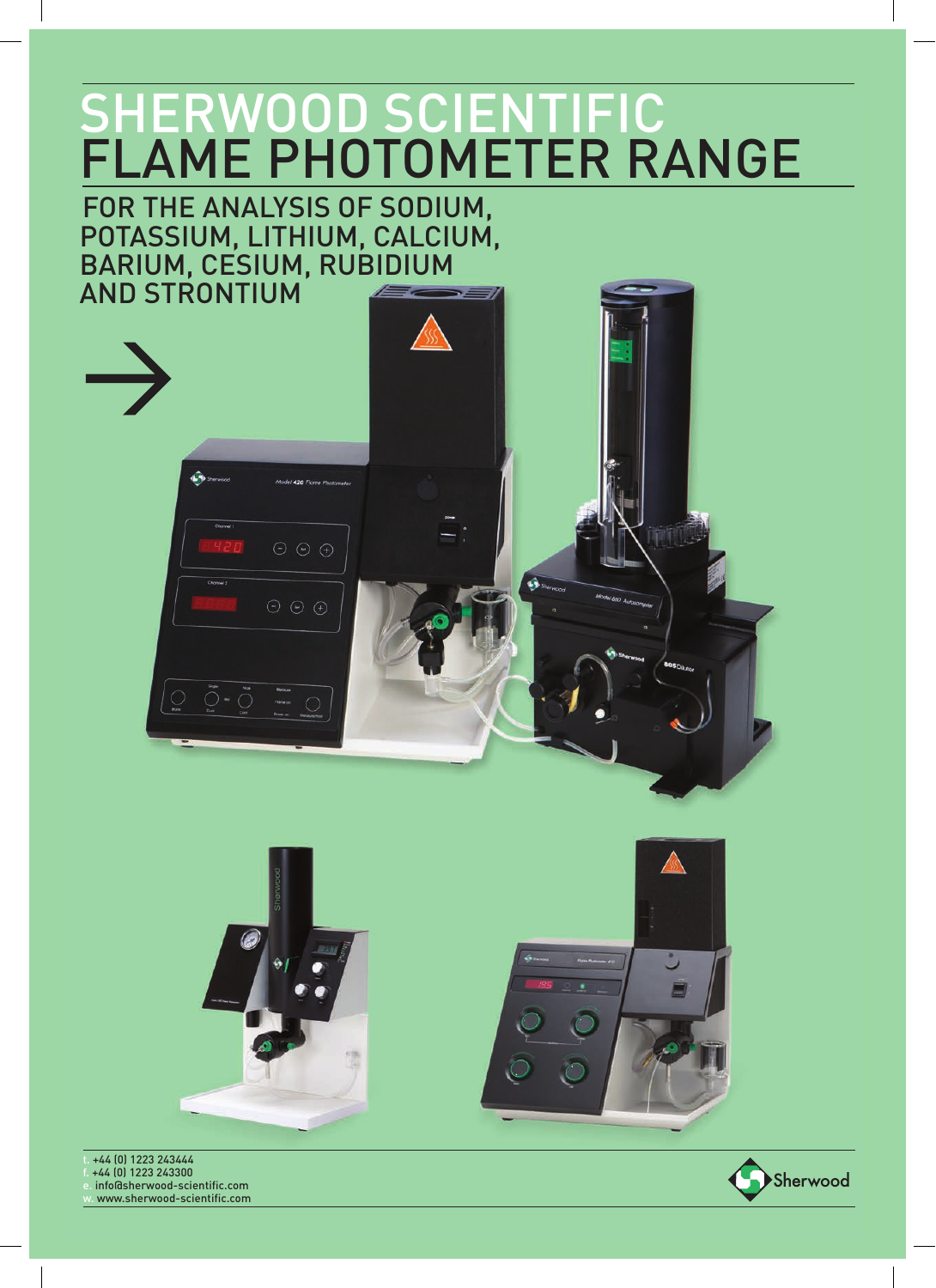# SHERWOOD SCIENTIFIC FLAME PHOTOMETER RANGE

## FOR THE ANALYSIS OF SODIUM, POTASSIUM, LITHIUM, CALCIUM, BARIUM, CESIUM, RUBIDIUM AND STRONTIUM

t. +44 (0) 1223 243444
f. +44 (0) 1223 243300
e. info@sherwood-scientific.com
w. www.sherwood-scientific.com

Sherwood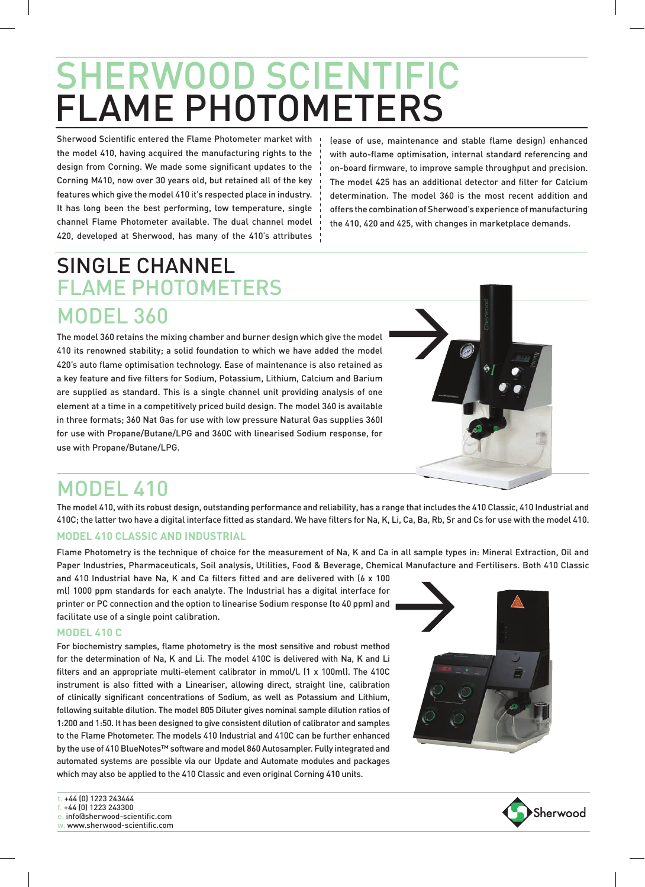# SHERWOOD SCIENTIFIC FLAME PHOTOMETERS

Sherwood Scientific entered the Flame Photometer market with the model 410, having acquired the manufacturing rights to the design from Corning. We made some significant updates to the Corning M410, now over 30 years old, but retained all of the key features which give the model 410 it's respected place in industry. It has long been the best performing, low temperature, single channel Flame Photometer available. The dual channel model 420, developed at Sherwood, has many of the 410's attributes (ease of use, maintenance and stable flame design) enhanced with auto-flame optimisation, internal standard referencing and on-board firmware, to improve sample throughput and precision. The model 425 has an additional detector and filter for Calcium determination. The model 360 is the most recent addition and offers the combination of Sherwood's experience of manufacturing the 410, 420 and 425, with changes in marketplace demands.

## SINGLE CHANNEL FLAME PHOTOMETERS

## MODEL 360

The model 360 retains the mixing chamber and burner design which give the model 410 its renowned stability; a solid foundation to which we have added the model 420's auto flame optimisation technology. Ease of maintenance is also retained as a key feature and five filters for Sodium, Potassium, Lithium, Calcium and Barium are supplied as standard. This is a single channel unit providing analysis of one element at a time in a competitively priced build design. The model 360 is available in three formats; 360 Nat Gas for use with low pressure Natural Gas supplies 360I for use with Propane/Butane/LPG and 360C with linearised Sodium response, for use with Propane/Butane/LPG.

## MODEL 410

The model 410, with its robust design, outstanding performance and reliability, has a range that includes the 410 Classic, 410 Industrial and 410C; the latter two have a digital interface fitted as standard. We have filters for Na, K, Li, Ca, Ba, Rb, Sr and Cs for use with the model 410.

### MODEL 410 CLASSIC AND INDUSTRIAL

Flame Photometry is the technique of choice for the measurement of Na, K and Ca in all sample types in: Mineral Extraction, Oil and Paper Industries, Pharmaceuticals, Soil analysis, Utilities, Food & Beverage, Chemical Manufacture and Fertilisers. Both 410 Classic and 410 Industrial have Na, K and Ca filters fitted and are delivered with (6 x 100 ml) 1000 ppm standards for each analyte. The Industrial has a digital interface for printer or PC connection and the option to linearise Sodium response (to 40 ppm) and facilitate use of a single point calibration.

### MODEL 410 C

For biochemistry samples, flame photometry is the most sensitive and robust method for the determination of Na, K and Li. The model 410C is delivered with Na, K and Li filters and an appropriate multi-element calibrator in mmol/l. (1 x 100ml). The 410C instrument is also fitted with a Lineariser, allowing direct, straight line, calibration of clinically significant concentrations of Sodium, as well as Potassium and Lithium, following suitable dilution. The model 805 Diluter gives nominal sample dilution ratios of 1:200 and 1:50. It has been designed to give consistent dilution of calibrator and samples to the Flame Photometer. The models 410 Industrial and 410C can be further enhanced by the use of 410 BlueNotes™ software and model 860 Autosampler. Fully integrated and automated systems are possible via our Update and Automate modules and packages which may also be applied to the 410 Classic and even original Corning 410 units.

t. +44 (0) 1223 243444
f. +44 (0) 1223 243300
e. info@sherwood-scientific.com
w. www.sherwood-scientific.com

Sherwood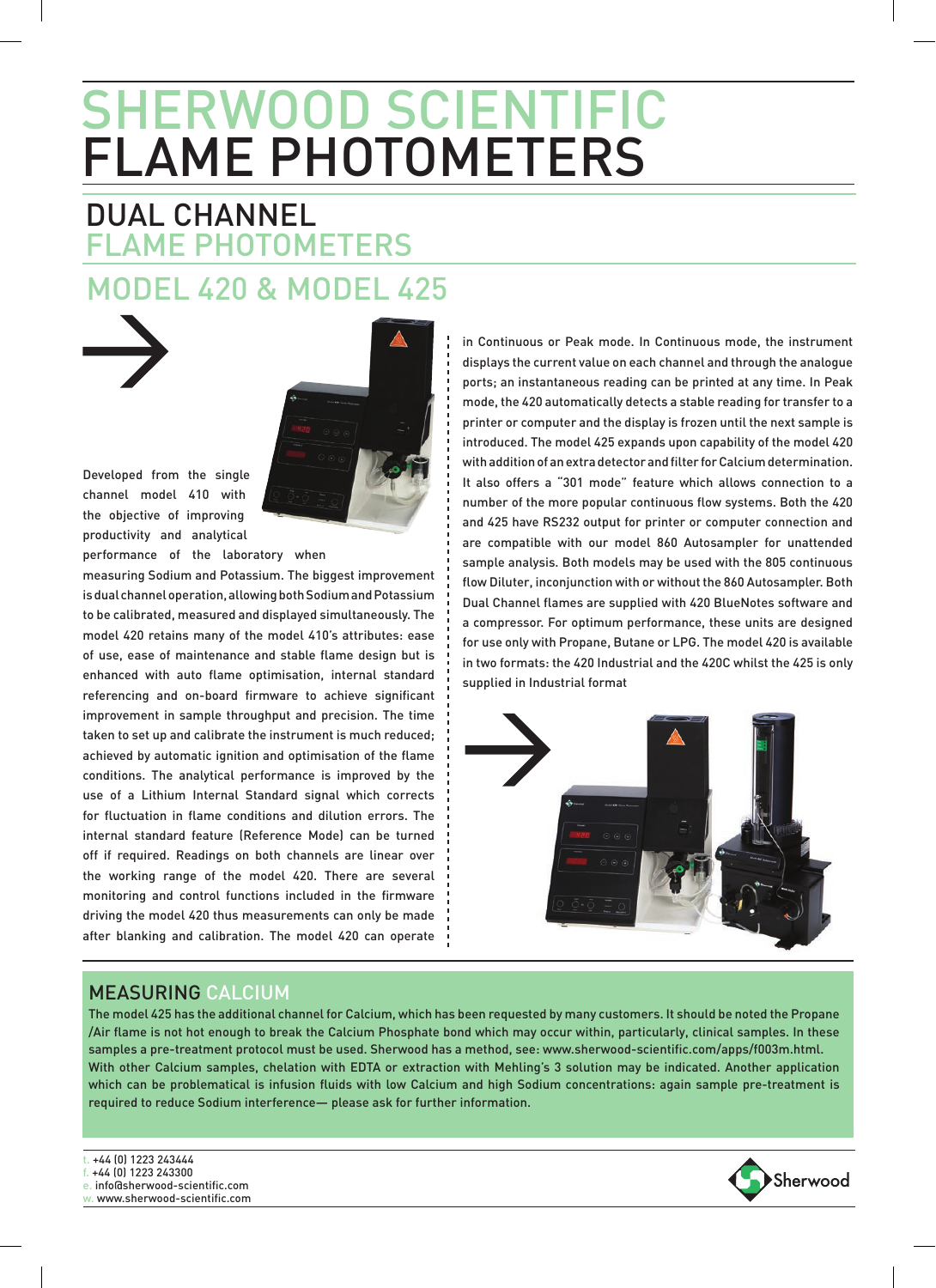# SHERWOOD SCIENTIFIC FLAME PHOTOMETERS

## DUAL CHANNEL FLAME PHOTOMETERS

## MODEL 420 & MODEL 425

Developed from the single channel model 410 with the objective of improving productivity and analytical performance of the laboratory when measuring Sodium and Potassium. The biggest improvement is dual channel operation, allowing both Sodium and Potassium to be calibrated, measured and displayed simultaneously. The model 420 retains many of the model 410's attributes: ease of use, ease of maintenance and stable flame design but is enhanced with auto flame optimisation, internal standard referencing and on-board firmware to achieve significant improvement in sample throughput and precision. The time taken to set up and calibrate the instrument is much reduced; achieved by automatic ignition and optimisation of the flame conditions. The analytical performance is improved by the use of a Lithium Internal Standard signal which corrects for fluctuation in flame conditions and dilution errors. The internal standard feature (Reference Mode) can be turned off if required. Readings on both channels are linear over the working range of the model 420. There are several monitoring and control functions included in the firmware driving the model 420 thus measurements can only be made after blanking and calibration. The model 420 can operate in Continuous or Peak mode. In Continuous mode, the instrument displays the current value on each channel and through the analogue ports; an instantaneous reading can be printed at any time. In Peak mode, the 420 automatically detects a stable reading for transfer to a printer or computer and the display is frozen until the next sample is introduced. The model 425 expands upon capability of the model 420 with addition of an extra detector and filter for Calcium determination. It also offers a "301 mode" feature which allows connection to a number of the more popular continuous flow systems. Both the 420 and 425 have RS232 output for printer or computer connection and are compatible with our model 860 Autosampler for unattended sample analysis. Both models may be used with the 805 continuous flow Diluter, inconjunction with or without the 860 Autosampler. Both Dual Channel flames are supplied with 420 BlueNotes software and a compressor. For optimum performance, these units are designed for use only with Propane, Butane or LPG. The model 420 is available in two formats: the 420 Industrial and the 420C whilst the 425 is only supplied in Industrial format

### MEASURING CALCIUM

The model 425 has the additional channel for Calcium, which has been requested by many customers. It should be noted the Propane /Air flame is not hot enough to break the Calcium Phosphate bond which may occur within, particularly, clinical samples. In these samples a pre-treatment protocol must be used. Sherwood has a method, see: www.sherwood-scientific.com/apps/f003m.html. With other Calcium samples, chelation with EDTA or extraction with Mehling's 3 solution may be indicated. Another application which can be problematical is infusion fluids with low Calcium and high Sodium concentrations: again sample pre-treatment is required to reduce Sodium interference— please ask for further information.

t. +44 (0) 1223 243444
f. +44 (0) 1223 243300
e. info@sherwood-scientific.com
w. www.sherwood-scientific.com

Sherwood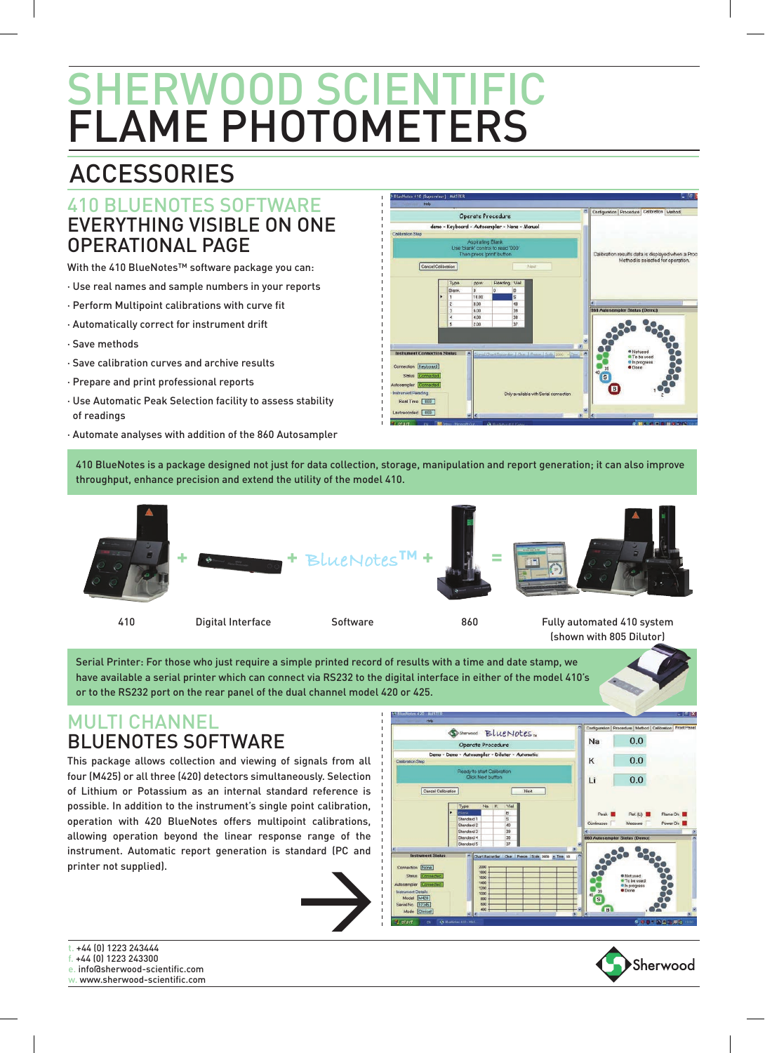# SHERWOOD SCIENTIFIC FLAME PHOTOMETERS

## ACCESSORIES

### 410 BLUENOTES SOFTWARE

### EVERYTHING VISIBLE ON ONE OPERATIONAL PAGE

With the 410 BlueNotes™ software package you can:

- Use real names and sample numbers in your reports
- Perform Multipoint calibrations with curve fit
- Automatically correct for instrument drift
- Save methods
- Save calibration curves and archive results
- Prepare and print professional reports
- Use Automatic Peak Selection facility to assess stability of readings
- Automate analyses with addition of the 860 Autosampler

410 BlueNotes is a package designed not just for data collection, storage, manipulation and report generation; it can also improve throughput, enhance precision and extend the utility of the model 410.

410 + Digital Interface + BlueNotes™ Software + 860 = Fully automated 410 system (shown with 805 Dilutor)

Serial Printer: For those who just require a simple printed record of results with a time and date stamp, we have available a serial printer which can connect via RS232 to the digital interface in either of the model 410's or to the RS232 port on the rear panel of the dual channel model 420 or 425.

### MULTI CHANNEL

### BLUENOTES SOFTWARE

This package allows collection and viewing of signals from all four (M425) or all three (420) detectors simultaneously. Selection of Lithium or Potassium as an internal standard reference is possible. In addition to the instrument's single point calibration, operation with 420 BlueNotes offers multipoint calibrations, allowing operation beyond the linear response range of the instrument. Automatic report generation is standard (PC and printer not supplied).

t. +44 (0) 1223 243444
f. +44 (0) 1223 243300
e. info@sherwood-scientific.com
w. www.sherwood-scientific.com

Sherwood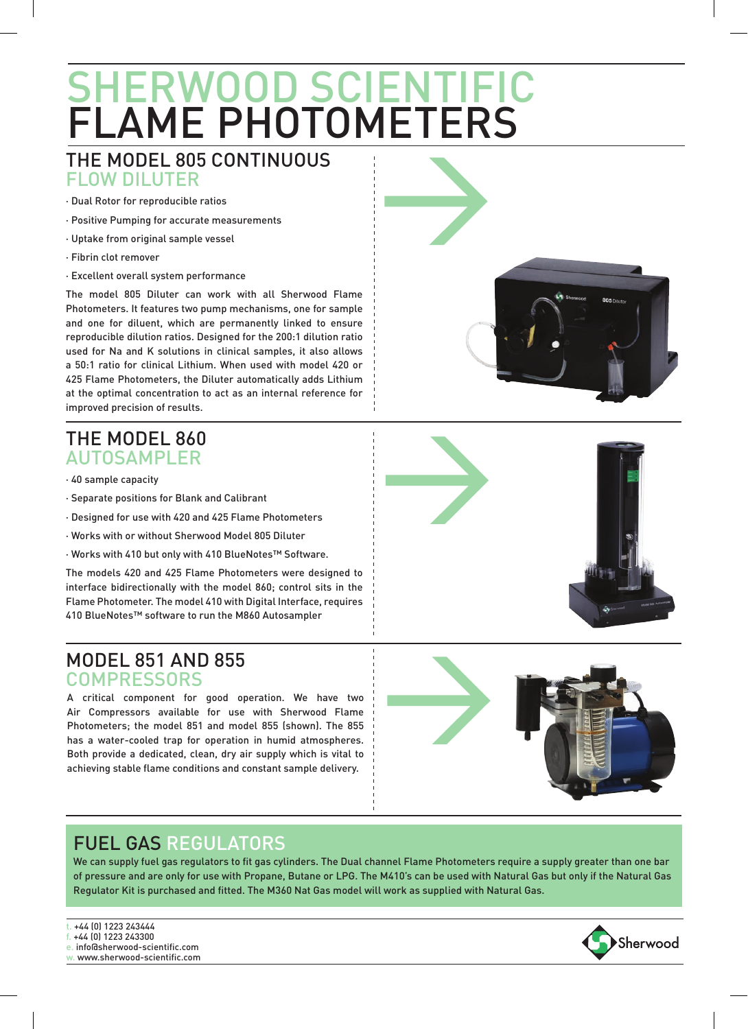# SHERWOOD SCIENTIFIC FLAME PHOTOMETERS

## THE MODEL 805 CONTINUOUS FLOW DILUTER

- Dual Rotor for reproducible ratios
- Positive Pumping for accurate measurements
- Uptake from original sample vessel
- Fibrin clot remover
- Excellent overall system performance

The model 805 Diluter can work with all Sherwood Flame Photometers. It features two pump mechanisms, one for sample and one for diluent, which are permanently linked to ensure reproducible dilution ratios. Designed for the 200:1 dilution ratio used for Na and K solutions in clinical samples, it also allows a 50:1 ratio for clinical Lithium. When used with model 420 or 425 Flame Photometers, the Diluter automatically adds Lithium at the optimal concentration to act as an internal reference for improved precision of results.

## THE MODEL 860 AUTOSAMPLER

- 40 sample capacity
- Separate positions for Blank and Calibrant
- Designed for use with 420 and 425 Flame Photometers
- Works with or without Sherwood Model 805 Diluter
- Works with 410 but only with 410 BlueNotes™ Software.

The models 420 and 425 Flame Photometers were designed to interface bidirectionally with the model 860; control sits in the Flame Photometer. The model 410 with Digital Interface, requires 410 BlueNotes™ software to run the M860 Autosampler

## MODEL 851 AND 855 COMPRESSORS

A critical component for good operation. We have two Air Compressors available for use with Sherwood Flame Photometers; the model 851 and model 855 (shown). The 855 has a water-cooled trap for operation in humid atmospheres. Both provide a dedicated, clean, dry air supply which is vital to achieving stable flame conditions and constant sample delivery.

## FUEL GAS REGULATORS

We can supply fuel gas regulators to fit gas cylinders. The Dual channel Flame Photometers require a supply greater than one bar of pressure and are only for use with Propane, Butane or LPG. The M410's can be used with Natural Gas but only if the Natural Gas Regulator Kit is purchased and fitted. The M360 Nat Gas model will work as supplied with Natural Gas.

t. +44 (0) 1223 243444
f. +44 (0) 1223 243300
e. info@sherwood-scientific.com
w. www.sherwood-scientific.com

Sherwood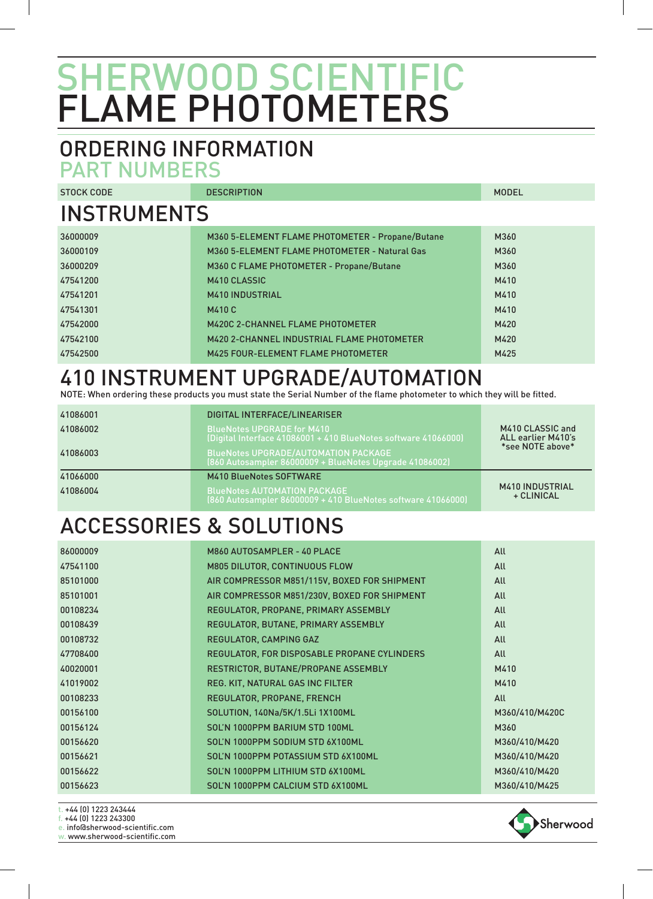# SHERWOOD SCIENTIFIC FLAME PHOTOMETERS

## ORDERING INFORMATION
## PART NUMBERS

| STOCK CODE | DESCRIPTION | MODEL |
|---|---|---|

### INSTRUMENTS

| STOCK CODE | DESCRIPTION | MODEL |
|---|---|---|
| 36000009 | M360 5-ELEMENT FLAME PHOTOMETER - Propane/Butane | M360 |
| 36000109 | M360 5-ELEMENT FLAME PHOTOMETER - Natural Gas | M360 |
| 36000209 | M360 C FLAME PHOTOMETER - Propane/Butane | M360 |
| 47541200 | M410 CLASSIC | M410 |
| 47541201 | M410 INDUSTRIAL | M410 |
| 47541301 | M410 C | M410 |
| 47542000 | M420C 2-CHANNEL FLAME PHOTOMETER | M420 |
| 47542100 | M420 2-CHANNEL INDUSTRIAL FLAME PHOTOMETER | M420 |
| 47542500 | M425 FOUR-ELEMENT FLAME PHOTOMETER | M425 |

### 410 INSTRUMENT UPGRADE/AUTOMATION

NOTE: When ordering these products you must state the Serial Number of the flame photometer to which they will be fitted.

| STOCK CODE | DESCRIPTION | MODEL |
|---|---|---|
| 41086001 | DIGITAL INTERFACE/LINEARISER | M410 CLASSIC and ALL earlier M410's *see NOTE above* |
| 41086002 | BlueNotes UPGRADE for M410 (Digital Interface 41086001 + 410 BlueNotes software 41066000) | |
| 41086003 | BlueNotes UPGRADE/AUTOMATION PACKAGE (860 Autosampler 86000009 + BlueNotes Upgrade 41086002) | |
| 41066000 | M410 BlueNotes SOFTWARE | M410 INDUSTRIAL + CLINICAL |
| 41086004 | BlueNotes AUTOMATION PACKAGE (860 Autosampler 86000009 + 410 BlueNotes software 41066000) | |

### ACCESSORIES & SOLUTIONS

| STOCK CODE | DESCRIPTION | MODEL |
|---|---|---|
| 86000009 | M860 AUTOSAMPLER - 40 PLACE | All |
| 47541100 | M805 DILUTOR, CONTINUOUS FLOW | All |
| 85101000 | AIR COMPRESSOR M851/115V, BOXED FOR SHIPMENT | All |
| 85101001 | AIR COMPRESSOR M851/230V, BOXED FOR SHIPMENT | All |
| 00108234 | REGULATOR, PROPANE, PRIMARY ASSEMBLY | All |
| 00108439 | REGULATOR, BUTANE, PRIMARY ASSEMBLY | All |
| 00108732 | REGULATOR, CAMPING GAZ | All |
| 47708400 | REGULATOR, FOR DISPOSABLE PROPANE CYLINDERS | All |
| 40020001 | RESTRICTOR, BUTANE/PROPANE ASSEMBLY | M410 |
| 41019002 | REG. KIT, NATURAL GAS INC FILTER | M410 |
| 00108233 | REGULATOR, PROPANE, FRENCH | All |
| 00156100 | SOLUTION, 140Na/5K/1.5Li 1X100ML | M360/410/M420C |
| 00156124 | SOL'N 1000PPM BARIUM STD 100ML | M360 |
| 00156620 | SOL'N 1000PPM SODIUM STD 6X100ML | M360/410/M420 |
| 00156621 | SOL'N 1000PPM POTASSIUM STD 6X100ML | M360/410/M420 |
| 00156622 | SOL'N 1000PPM LITHIUM STD 6X100ML | M360/410/M420 |
| 00156623 | SOL'N 1000PPM CALCIUM STD 6X100ML | M360/410/M425 |

t. +44 (0) 1223 243444
f. +44 (0) 1223 243300
e. info@sherwood-scientific.com
w. www.sherwood-scientific.com

Sherwood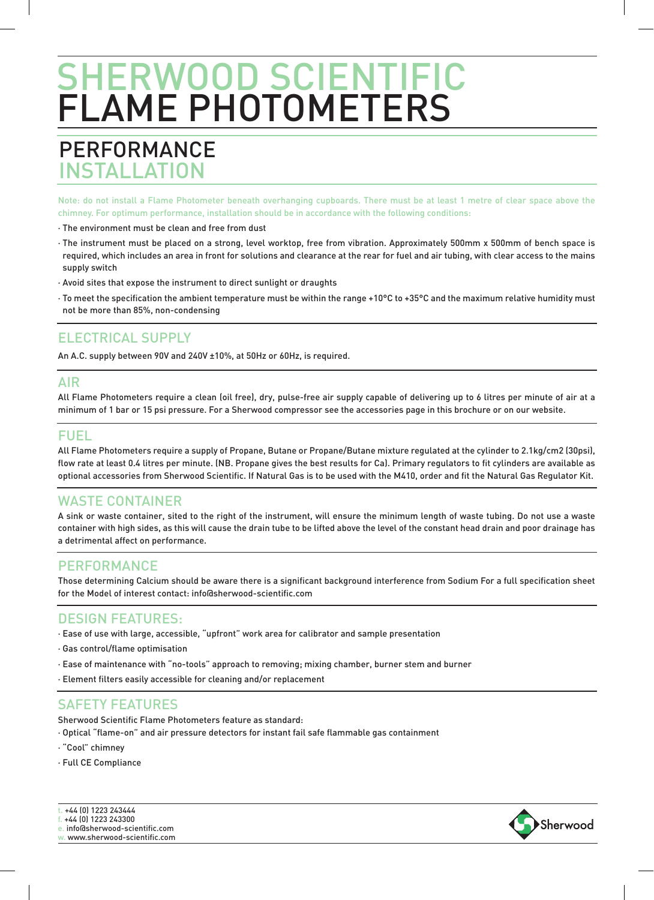# SHERWOOD SCIENTIFIC FLAME PHOTOMETERS

## PERFORMANCE INSTALLATION

Note: do not install a Flame Photometer beneath overhanging cupboards. There must be at least 1 metre of clear space above the chimney. For optimum performance, installation should be in accordance with the following conditions:

- The environment must be clean and free from dust
- The instrument must be placed on a strong, level worktop, free from vibration. Approximately 500mm x 500mm of bench space is required, which includes an area in front for solutions and clearance at the rear for fuel and air tubing, with clear access to the mains supply switch
- Avoid sites that expose the instrument to direct sunlight or draughts
- To meet the specification the ambient temperature must be within the range +10°C to +35°C and the maximum relative humidity must not be more than 85%, non-condensing

## ELECTRICAL SUPPLY

An A.C. supply between 90V and 240V ±10%, at 50Hz or 60Hz, is required.

## AIR

All Flame Photometers require a clean (oil free), dry, pulse-free air supply capable of delivering up to 6 litres per minute of air at a minimum of 1 bar or 15 psi pressure. For a Sherwood compressor see the accessories page in this brochure or on our website.

## FUEL

All Flame Photometers require a supply of Propane, Butane or Propane/Butane mixture regulated at the cylinder to 2.1kg/cm2 (30psi), flow rate at least 0.4 litres per minute. (NB. Propane gives the best results for Ca). Primary regulators to fit cylinders are available as optional accessories from Sherwood Scientific. If Natural Gas is to be used with the M410, order and fit the Natural Gas Regulator Kit.

## WASTE CONTAINER

A sink or waste container, sited to the right of the instrument, will ensure the minimum length of waste tubing. Do not use a waste container with high sides, as this will cause the drain tube to be lifted above the level of the constant head drain and poor drainage has a detrimental affect on performance.

## PERFORMANCE

Those determining Calcium should be aware there is a significant background interference from Sodium For a full specification sheet for the Model of interest contact: info@sherwood-scientific.com

## DESIGN FEATURES:

- Ease of use with large, accessible, "upfront" work area for calibrator and sample presentation
- Gas control/flame optimisation
- Ease of maintenance with "no-tools" approach to removing; mixing chamber, burner stem and burner
- Element filters easily accessible for cleaning and/or replacement

## SAFETY FEATURES

Sherwood Scientific Flame Photometers feature as standard:

- Optical "flame-on" and air pressure detectors for instant fail safe flammable gas containment
- "Cool" chimney
- Full CE Compliance

t. +44 (0) 1223 243444
f. +44 (0) 1223 243300
e. info@sherwood-scientific.com
w. www.sherwood-scientific.com

Sherwood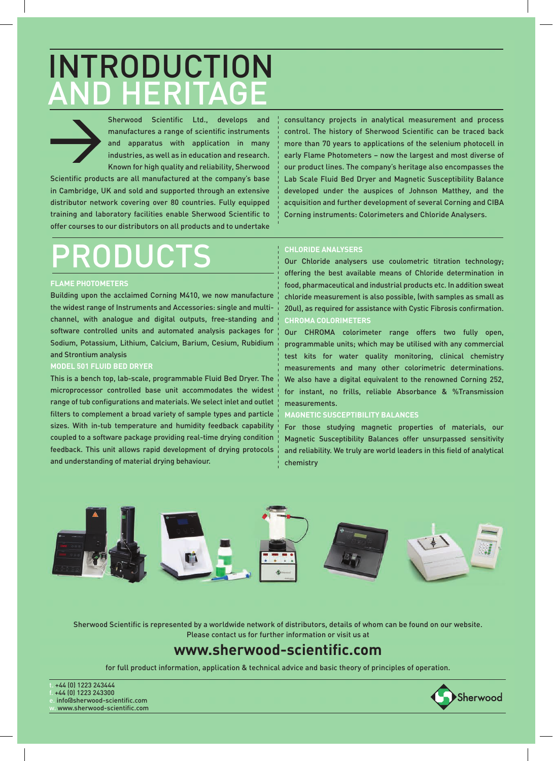# INTRODUCTION AND HERITAGE

Sherwood Scientific Ltd., develops and manufactures a range of scientific instruments and apparatus with application in many industries, as well as in education and research. Known for high quality and reliability, Sherwood Scientific products are all manufactured at the company's base in Cambridge, UK and sold and supported through an extensive distributor network covering over 80 countries. Fully equipped training and laboratory facilities enable Sherwood Scientific to offer courses to our distributors on all products and to undertake consultancy projects in analytical measurement and process control. The history of Sherwood Scientific can be traced back more than 70 years to applications of the selenium photocell in early Flame Photometers – now the largest and most diverse of our product lines. The company's heritage also encompasses the Lab Scale Fluid Bed Dryer and Magnetic Susceptibility Balance developed under the auspices of Johnson Matthey, and the acquisition and further development of several Corning and CIBA Corning instruments: Colorimeters and Chloride Analysers.

# PRODUCTS

### FLAME PHOTOMETERS

Building upon the acclaimed Corning M410, we now manufacture the widest range of Instruments and Accessories: single and multi-channel, with analogue and digital outputs, free-standing and software controlled units and automated analysis packages for Sodium, Potassium, Lithium, Calcium, Barium, Cesium, Rubidium and Strontium analysis

### MODEL 501 FLUID BED DRYER

This is a bench top, lab-scale, programmable Fluid Bed Dryer. The microprocessor controlled base unit accommodates the widest range of tub configurations and materials. We select inlet and outlet filters to complement a broad variety of sample types and particle sizes. With in-tub temperature and humidity feedback capability coupled to a software package providing real-time drying condition feedback. This unit allows rapid development of drying protocols and understanding of material drying behaviour.

### CHLORIDE ANALYSERS

Our Chloride analysers use coulometric titration technology; offering the best available means of Chloride determination in food, pharmaceutical and industrial products etc. In addition sweat chloride measurement is also possible, (with samples as small as 20ul), as required for assistance with Cystic Fibrosis confirmation.

### CHROMA COLORIMETERS

Our CHROMA colorimeter range offers two fully open, programmable units; which may be utilised with any commercial test kits for water quality monitoring, clinical chemistry measurements and many other colorimetric determinations. We also have a digital equivalent to the renowned Corning 252, for instant, no frills, reliable Absorbance & %Transmission measurements.

### MAGNETIC SUSCEPTIBILITY BALANCES

For those studying magnetic properties of materials, our Magnetic Susceptibility Balances offer unsurpassed sensitivity and reliability. We truly are world leaders in this field of analytical chemistry

Sherwood Scientific is represented by a worldwide network of distributors, details of whom can be found on our website. Please contact us for further information or visit us at

**www.sherwood-scientific.com**

for full product information, application & technical advice and basic theory of principles of operation.

t. +44 (0) 1223 243444
f. +44 (0) 1223 243300
e. info@sherwood-scientific.com
w. www.sherwood-scientific.com

Sherwood